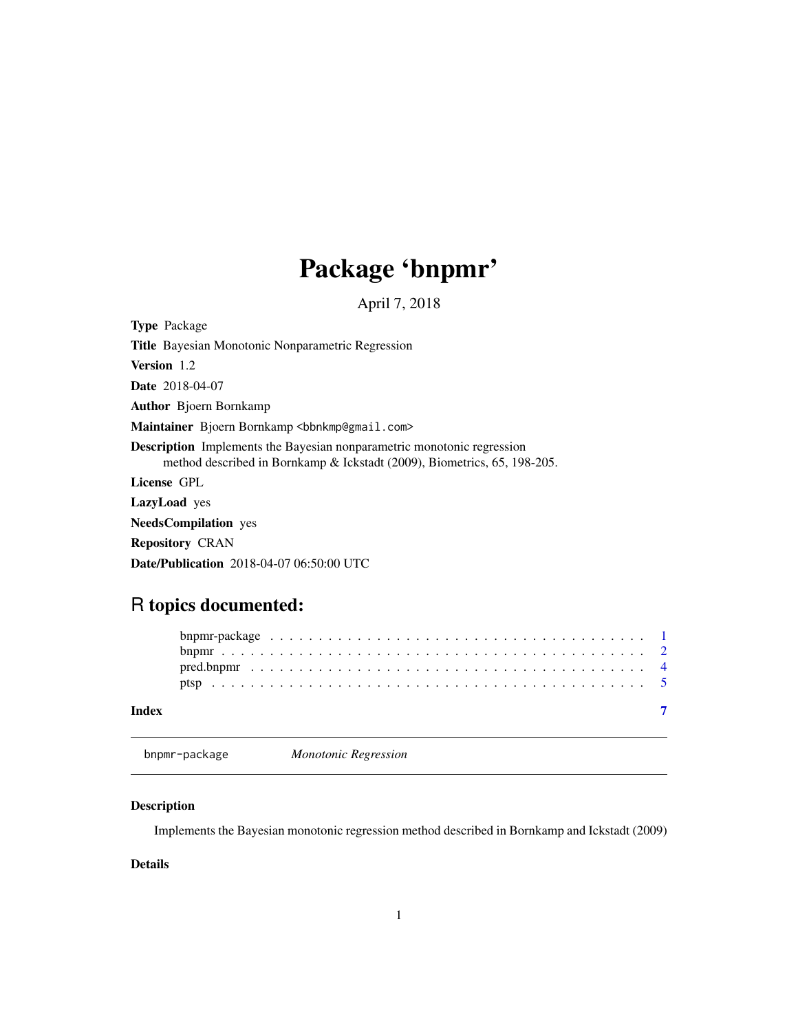# Package 'bnpmr'

April 7, 2018

**Type** Package

**Title** Bayesian Monotonic Nonparametric Regression

**Version** 1.2

**Date** 2018-04-07

**Author** Bjoern Bornkamp

**Maintainer** Bjoern Bornkamp <bbnkmp@gmail.com>

**Description** Implements the Bayesian nonparametric monotonic regression method described in Bornkamp & Ickstadt (2009), Biometrics, 65, 198-205.

**License** GPL

**LazyLoad** yes

**NeedsCompilation** yes

**Repository** CRAN

**Date/Publication** 2018-04-07 06:50:00 UTC

## R topics documented:

- bnpmr-package . . . . . . . . . . 1
- bnpmr . . . . . . . . . . 2
- pred.bnpmr . . . . . . . . . . 4
- ptsp . . . . . . . . . . 5

**Index** 7

---

bnpmr-package *Monotonic Regression*

---

### Description

Implements the Bayesian monotonic regression method described in Bornkamp and Ickstadt (2009)

### Details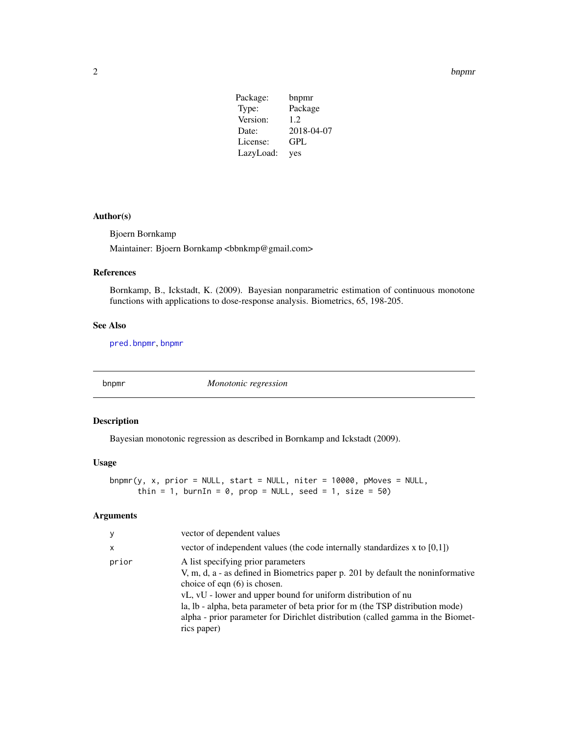| | |
|---|---|
| Package: | bnpmr |
| Type: | Package |
| Version: | 1.2 |
| Date: | 2018-04-07 |
| License: | GPL |
| LazyLoad: | yes |

### Author(s)

Bjoern Bornkamp

Maintainer: Bjoern Bornkamp <bbnkmp@gmail.com>

### References

Bornkamp, B., Ickstadt, K. (2009). Bayesian nonparametric estimation of continuous monotone functions with applications to dose-response analysis. Biometrics, 65, 198-205.

### See Also

pred.bnpmr, bnpmr

---

## bnpmr *Monotonic regression*

---

### Description

Bayesian monotonic regression as described in Bornkamp and Ickstadt (2009).

### Usage

```
bnpmr(y, x, prior = NULL, start = NULL, niter = 10000, pMoves = NULL,
      thin = 1, burnIn = 0, prop = NULL, seed = 1, size = 50)
```

### Arguments

| | |
|---|---|
| y | vector of dependent values |
| x | vector of independent values (the code internally standardizes x to [0,1]) |
| prior | A list specifying prior parameters<br>V, m, d, a - as defined in Biometrics paper p. 201 by default the noninformative choice of eqn (6) is chosen.<br>vL, vU - lower and upper bound for uniform distribution of nu<br>la, lb - alpha, beta parameter of beta prior for m (the TSP distribution mode)<br>alpha - prior parameter for Dirichlet distribution (called gamma in the Biometrics paper) |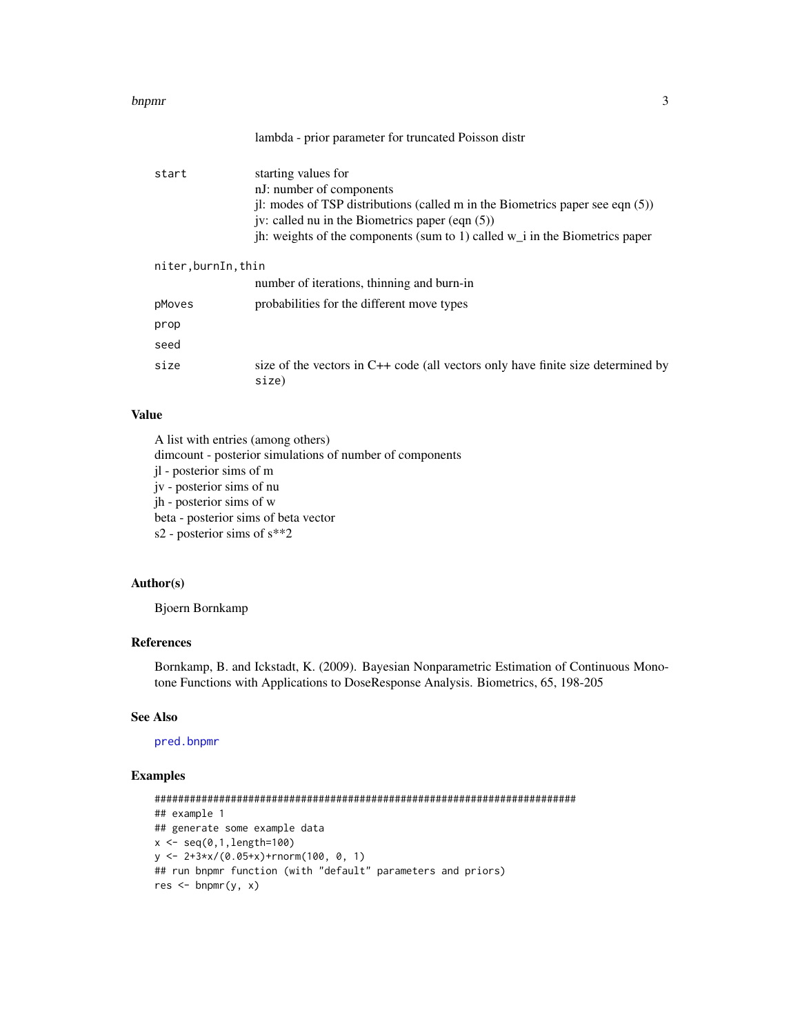lambda - prior parameter for truncated Poisson distr

| | |
|---|---|
| `start` | starting values for<br>nJ: number of components<br>jl: modes of TSP distributions (called m in the Biometrics paper see eqn (5))<br>jv: called nu in the Biometrics paper (eqn (5))<br>jh: weights of the components (sum to 1) called w_i in the Biometrics paper |
| `niter,burnIn,thin` | number of iterations, thinning and burn-in |
| `pMoves` | probabilities for the different move types |
| `prop` | |
| `seed` | |
| `size` | size of the vectors in C++ code (all vectors only have finite size determined by `size`) |

## Value

A list with entries (among others)  
dimcount - posterior simulations of number of components  
jl - posterior sims of m  
jv - posterior sims of nu  
jh - posterior sims of w  
beta - posterior sims of beta vector  
s2 - posterior sims of s**2

## Author(s)

Bjoern Bornkamp

## References

Bornkamp, B. and Ickstadt, K. (2009). Bayesian Nonparametric Estimation of Continuous Monotone Functions with Applications to DoseResponse Analysis. Biometrics, 65, 198-205

## See Also

`pred.bnpmr`

## Examples

```
########################################################################
## example 1
## generate some example data
x <- seq(0,1,length=100)
y <- 2+3*x/(0.05+x)+rnorm(100, 0, 1)
## run bnpmr function (with "default" parameters and priors)
res <- bnpmr(y, x)
```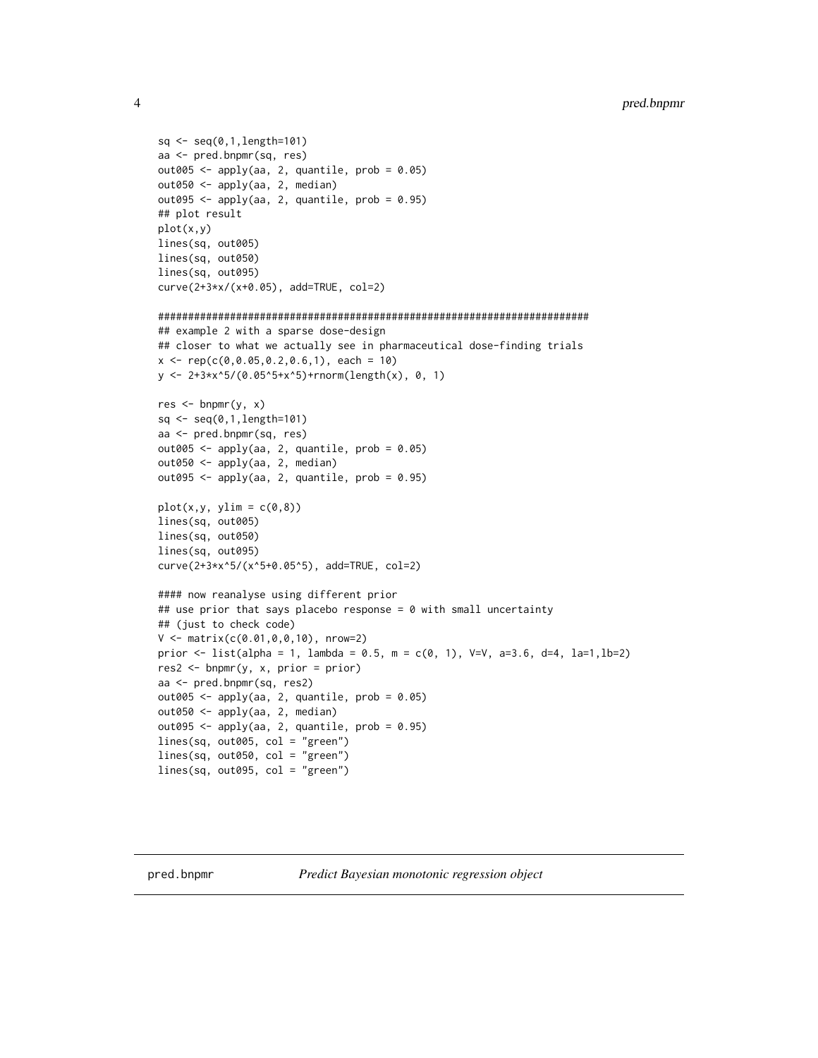```
sq <- seq(0,1,length=101)
aa <- pred.bnpmr(sq, res)
out005 <- apply(aa, 2, quantile, prob = 0.05)
out050 <- apply(aa, 2, median)
out095 <- apply(aa, 2, quantile, prob = 0.95)
## plot result
plot(x,y)
lines(sq, out005)
lines(sq, out050)
lines(sq, out095)
curve(2+3*x/(x+0.05), add=TRUE, col=2)

########################################################################
## example 2 with a sparse dose-design
## closer to what we actually see in pharmaceutical dose-finding trials
x <- rep(c(0,0.05,0.2,0.6,1), each = 10)
y <- 2+3*x^5/(0.05^5+x^5)+rnorm(length(x), 0, 1)

res <- bnpmr(y, x)
sq <- seq(0,1,length=101)
aa <- pred.bnpmr(sq, res)
out005 <- apply(aa, 2, quantile, prob = 0.05)
out050 <- apply(aa, 2, median)
out095 <- apply(aa, 2, quantile, prob = 0.95)

plot(x,y, ylim = c(0,8))
lines(sq, out005)
lines(sq, out050)
lines(sq, out095)
curve(2+3*x^5/(x^5+0.05^5), add=TRUE, col=2)

#### now reanalyse using different prior
## use prior that says placebo response = 0 with small uncertainty
## (just to check code)
V <- matrix(c(0.01,0,0,10), nrow=2)
prior <- list(alpha = 1, lambda = 0.5, m = c(0, 1), V=V, a=3.6, d=4, la=1,lb=2)
res2 <- bnpmr(y, x, prior = prior)
aa <- pred.bnpmr(sq, res2)
out005 <- apply(aa, 2, quantile, prob = 0.05)
out050 <- apply(aa, 2, median)
out095 <- apply(aa, 2, quantile, prob = 0.95)
lines(sq, out005, col = "green")
lines(sq, out050, col = "green")
lines(sq, out095, col = "green")
```

---

pred.bnpmr — *Predict Bayesian monotonic regression object*

---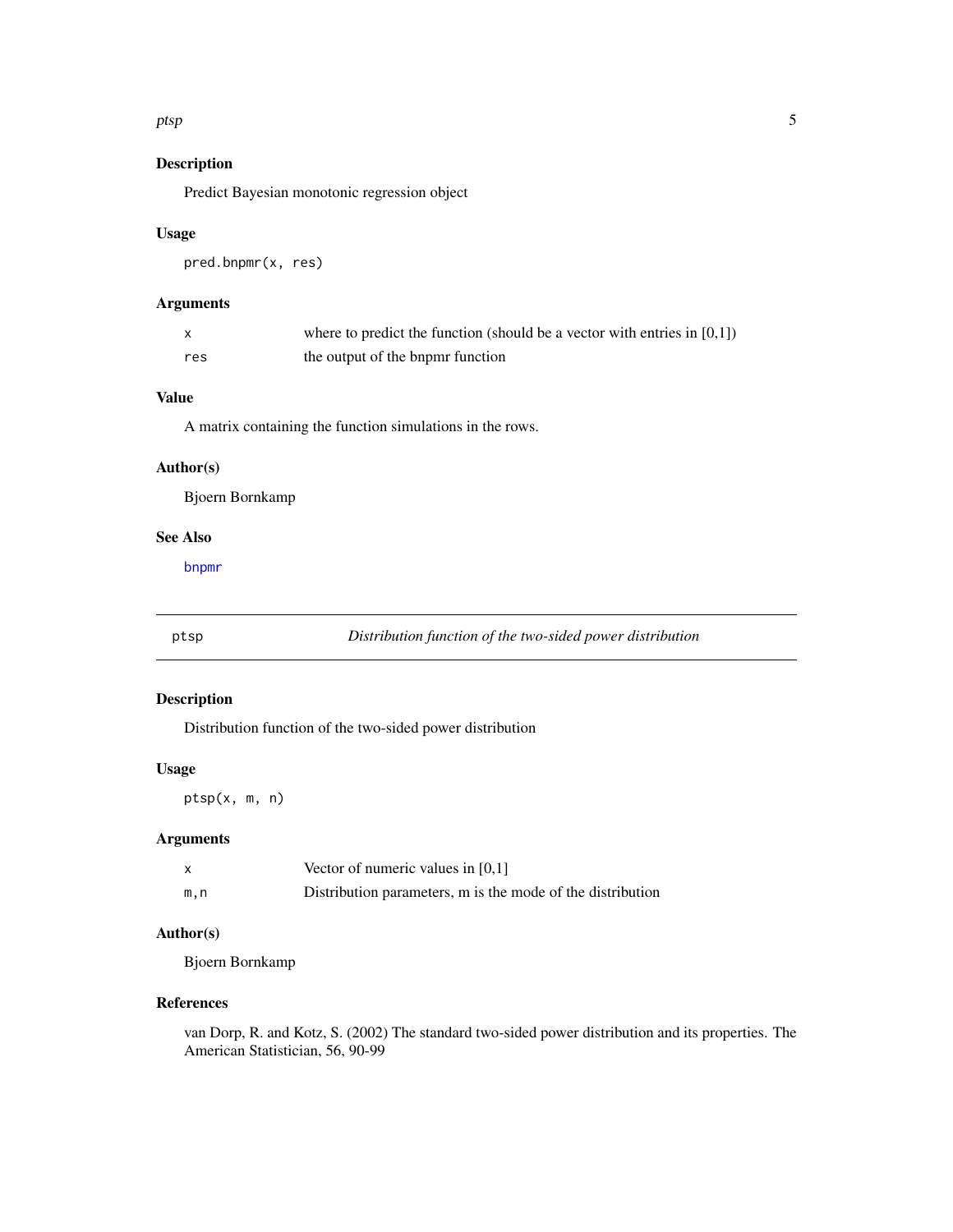## Description

Predict Bayesian monotonic regression object

## Usage

```
pred.bnpmr(x, res)
```

## Arguments

| | |
|---|---|
| x | where to predict the function (should be a vector with entries in [0,1]) |
| res | the output of the bnpmr function |

## Value

A matrix containing the function simulations in the rows.

## Author(s)

Bjoern Bornkamp

## See Also

bnpmr

---

# ptsp — *Distribution function of the two-sided power distribution*

---

## Description

Distribution function of the two-sided power distribution

## Usage

```
ptsp(x, m, n)
```

## Arguments

| | |
|---|---|
| x | Vector of numeric values in [0,1] |
| m,n | Distribution parameters, m is the mode of the distribution |

## Author(s)

Bjoern Bornkamp

## References

van Dorp, R. and Kotz, S. (2002) The standard two-sided power distribution and its properties. The American Statistician, 56, 90-99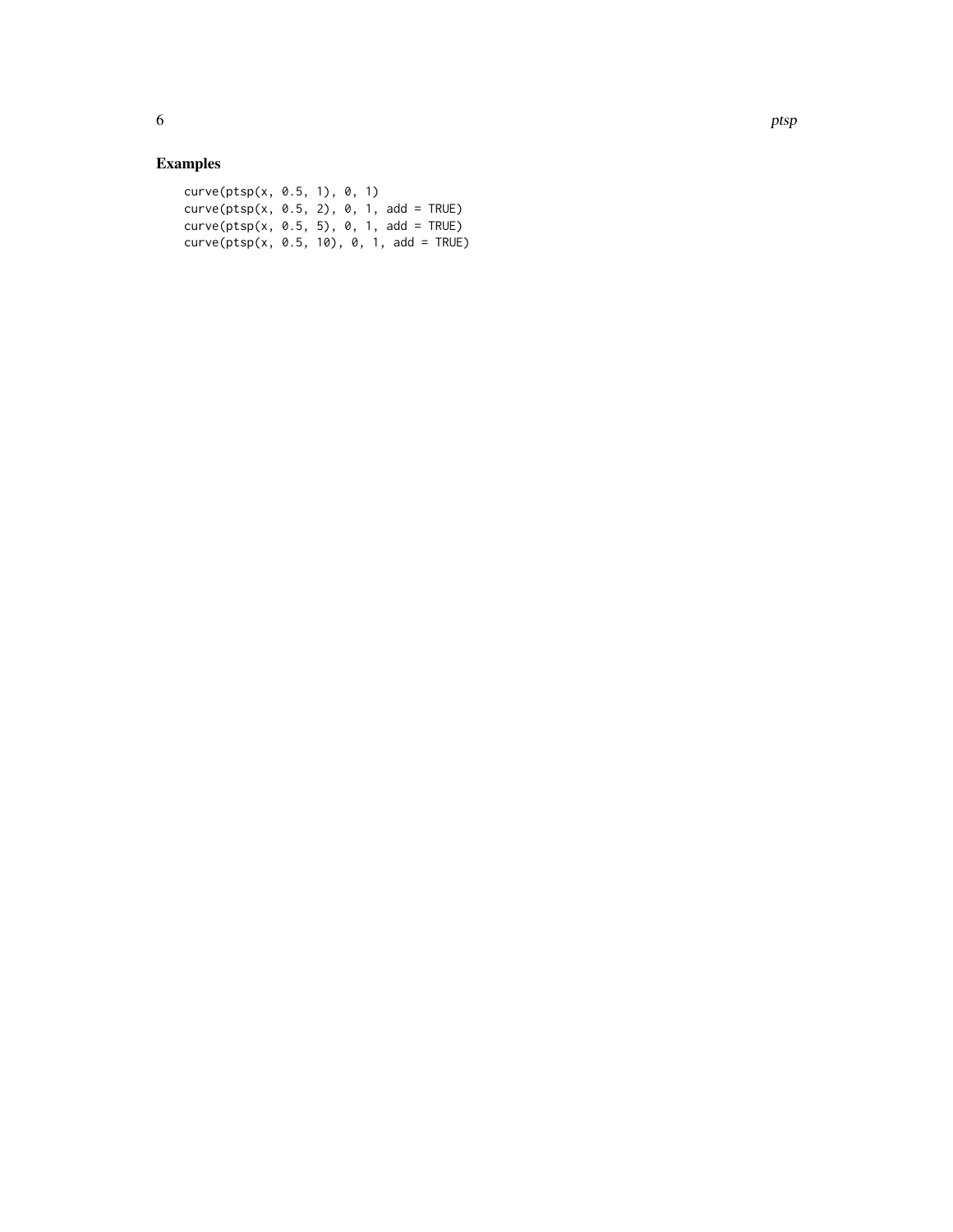## Examples

```
curve(ptsp(x, 0.5, 1), 0, 1)
curve(ptsp(x, 0.5, 2), 0, 1, add = TRUE)
curve(ptsp(x, 0.5, 5), 0, 1, add = TRUE)
curve(ptsp(x, 0.5, 10), 0, 1, add = TRUE)
```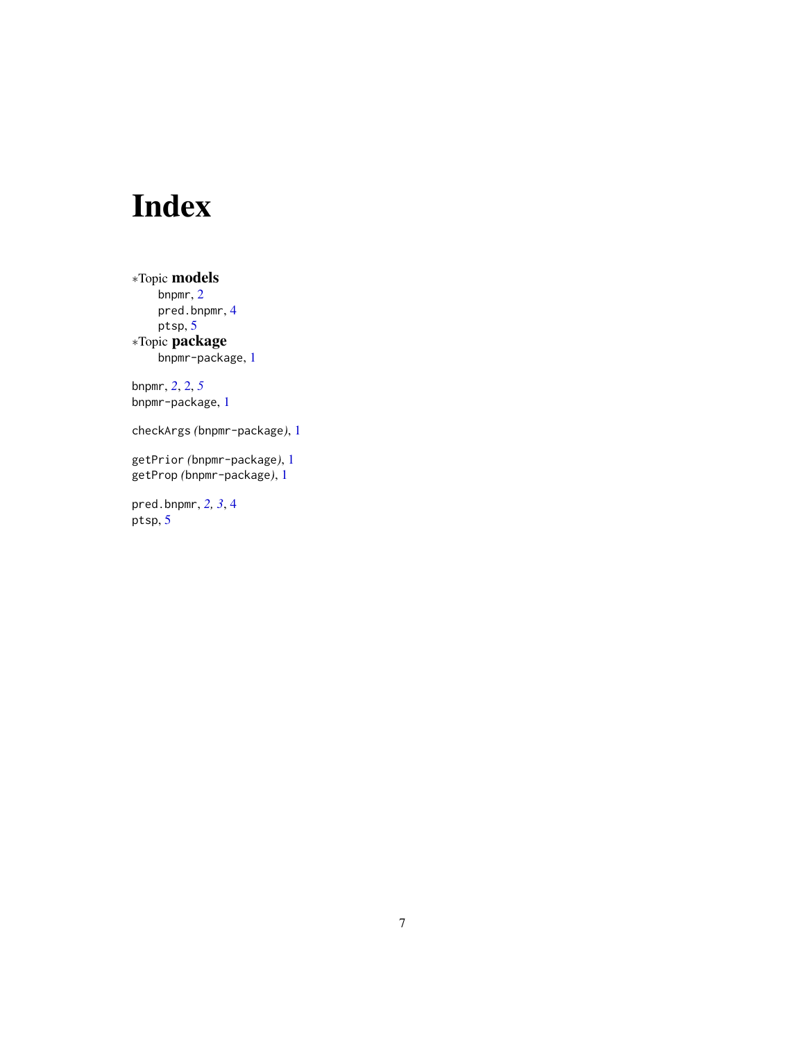# Index

∗Topic **models**
    bnpmr, 2
    pred.bnpmr, 4
    ptsp, 5
∗Topic **package**
    bnpmr-package, 1

bnpmr, *2*, 2, *5*
bnpmr-package, 1

checkArgs *(*bnpmr-package*)*, 1

getPrior *(*bnpmr-package*)*, 1
getProp *(*bnpmr-package*)*, 1

pred.bnpmr, *2, 3*, 4
ptsp, 5